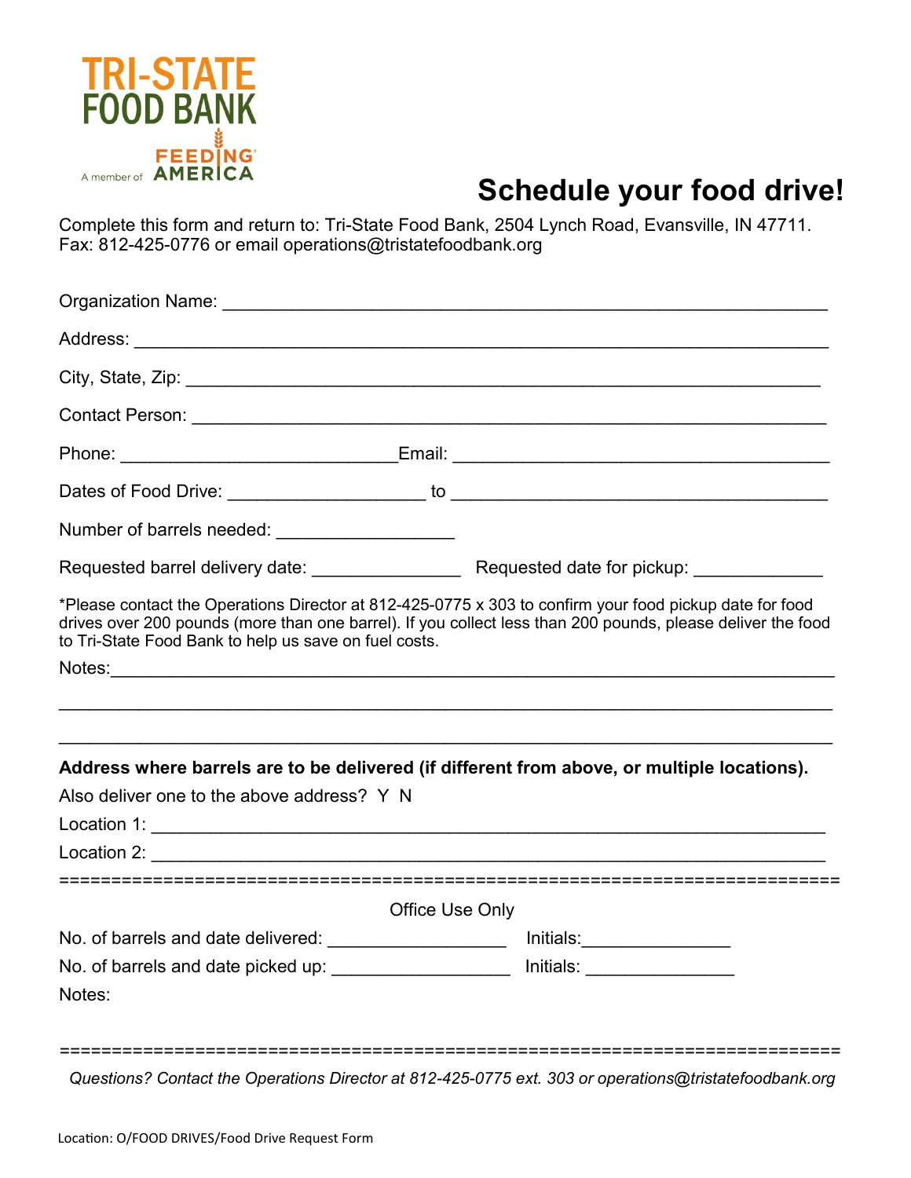TRI-STATE FOOD BANK

A member of FEEDING AMERICA

# Schedule your food drive!

Complete this form and return to: Tri-State Food Bank, 2504 Lynch Road, Evansville, IN 47711.
Fax: 812-425-0776 or email operations@tristatefoodbank.org

Organization Name: ___________________________________________________________

Address: ________________________________________________________________

City, State, Zip: ______________________________________________________________

Contact Person: _______________________________________________________________

Phone: ___________________________Email: ____________________________________

Dates of Food Drive: ___________________ to ______________________________________

Number of barrels needed: _________________

Requested barrel delivery date: _______________ Requested date for pickup: _____________

*Please contact the Operations Director at 812-425-0775 x 303 to confirm your food pickup date for food drives over 200 pounds (more than one barrel). If you collect less than 200 pounds, please deliver the food to Tri-State Food Bank to help us save on fuel costs.

Notes:______________________________________________________________________

____________________________________________________________________________

____________________________________________________________________________

**Address where barrels are to be delivered (if different from above, or multiple locations).**

Also deliver one to the above address? Y N

Location 1: ___________________________________________________________________

Location 2: ___________________________________________________________________

==========================================================================

Office Use Only

No. of barrels and date delivered: _________________ Initials:______________

No. of barrels and date picked up: _________________ Initials: ______________

Notes:

==========================================================================

*Questions? Contact the Operations Director at 812-425-0775 ext. 303 or operations@tristatefoodbank.org*

Location: O/FOOD DRIVES/Food Drive Request Form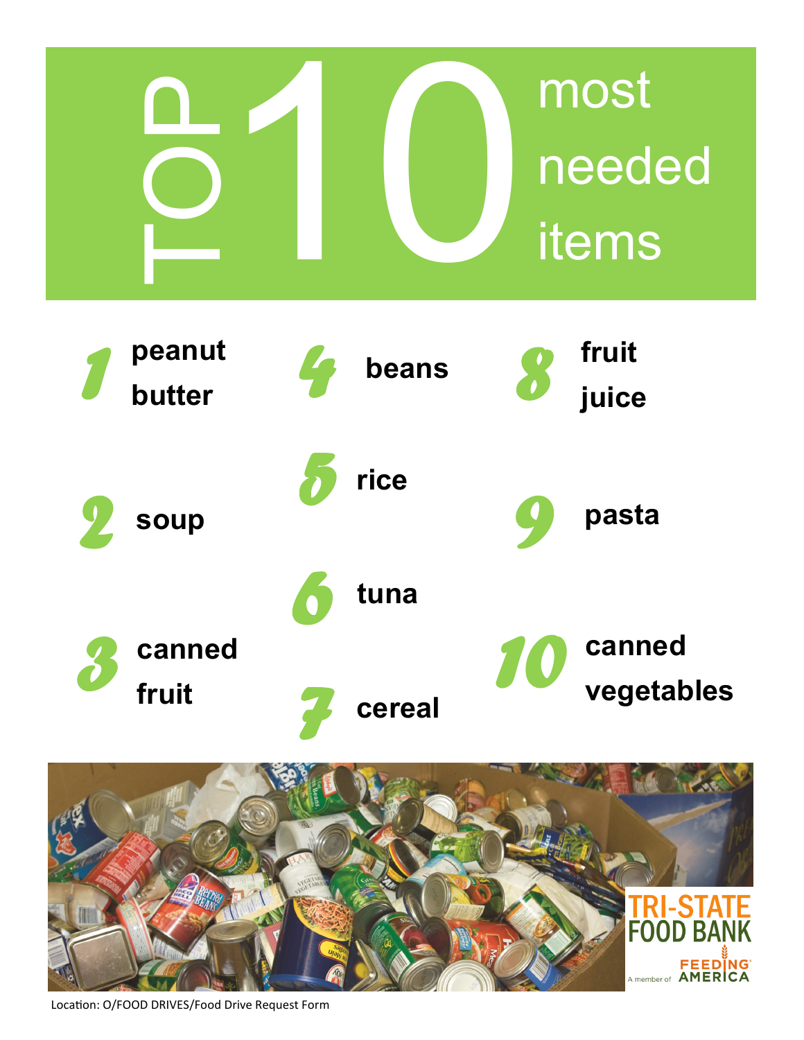# TOP 10 most needed items

1. peanut butter
2. soup
3. canned fruit
4. beans
5. rice
6. tuna
7. cereal
8. fruit juice
9. pasta
10. canned vegetables

TRI-STATE FOOD BANK

A member of FEEDING AMERICA

Location: O/FOOD DRIVES/Food Drive Request Form